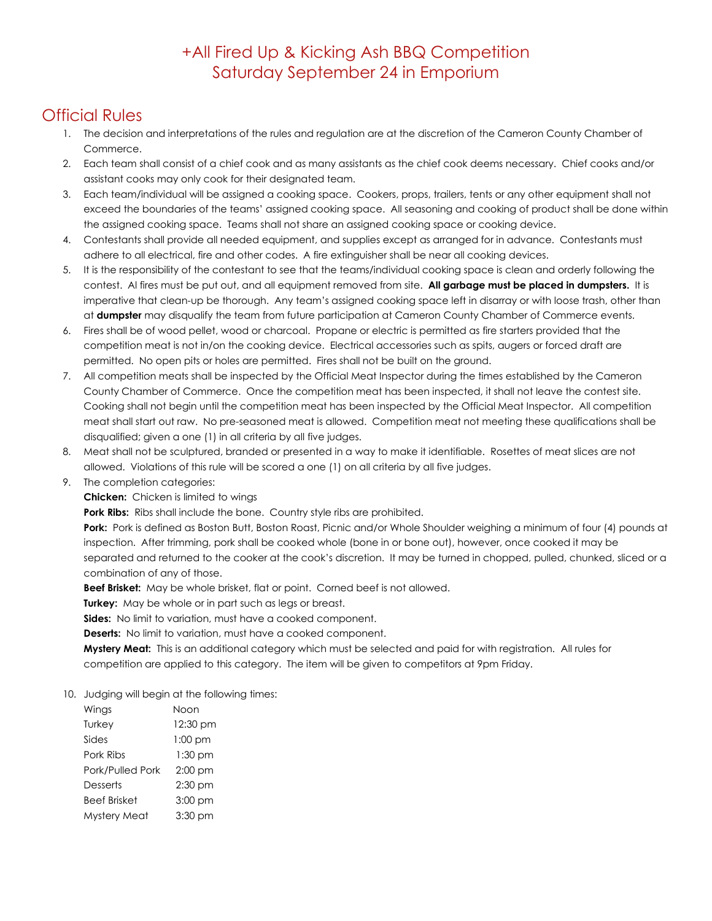# +All Fired Up & Kicking Ash BBQ Competition
# Saturday September 24 in Emporium

## Official Rules

1. The decision and interpretations of the rules and regulation are at the discretion of the Cameron County Chamber of Commerce.
2. Each team shall consist of a chief cook and as many assistants as the chief cook deems necessary. Chief cooks and/or assistant cooks may only cook for their designated team.
3. Each team/individual will be assigned a cooking space. Cookers, props, trailers, tents or any other equipment shall not exceed the boundaries of the teams' assigned cooking space. All seasoning and cooking of product shall be done within the assigned cooking space. Teams shall not share an assigned cooking space or cooking device.
4. Contestants shall provide all needed equipment, and supplies except as arranged for in advance. Contestants must adhere to all electrical, fire and other codes. A fire extinguisher shall be near all cooking devices.
5. It is the responsibility of the contestant to see that the teams/individual cooking space is clean and orderly following the contest. Al fires must be put out, and all equipment removed from site. **All garbage must be placed in dumpsters.** It is imperative that clean-up be thorough. Any team's assigned cooking space left in disarray or with loose trash, other than at **dumpster** may disqualify the team from future participation at Cameron County Chamber of Commerce events.
6. Fires shall be of wood pellet, wood or charcoal. Propane or electric is permitted as fire starters provided that the competition meat is not in/on the cooking device. Electrical accessories such as spits, augers or forced draft are permitted. No open pits or holes are permitted. Fires shall not be built on the ground.
7. All competition meats shall be inspected by the Official Meat Inspector during the times established by the Cameron County Chamber of Commerce. Once the competition meat has been inspected, it shall not leave the contest site. Cooking shall not begin until the competition meat has been inspected by the Official Meat Inspector. All competition meat shall start out raw. No pre-seasoned meat is allowed. Competition meat not meeting these qualifications shall be disqualified; given a one (1) in all criteria by all five judges.
8. Meat shall not be sculptured, branded or presented in a way to make it identifiable. Rosettes of meat slices are not allowed. Violations of this rule will be scored a one (1) on all criteria by all five judges.
9. The completion categories:

   **Chicken:** Chicken is limited to wings

   **Pork Ribs:** Ribs shall include the bone. Country style ribs are prohibited.

   **Pork:** Pork is defined as Boston Butt, Boston Roast, Picnic and/or Whole Shoulder weighing a minimum of four (4) pounds at inspection. After trimming, pork shall be cooked whole (bone in or bone out), however, once cooked it may be separated and returned to the cooker at the cook's discretion. It may be turned in chopped, pulled, chunked, sliced or a combination of any of those.

   **Beef Brisket:** May be whole brisket, flat or point. Corned beef is not allowed.

   **Turkey:** May be whole or in part such as legs or breast.

   **Sides:** No limit to variation, must have a cooked component.

   **Deserts:** No limit to variation, must have a cooked component.

   **Mystery Meat:** This is an additional category which must be selected and paid for with registration. All rules for competition are applied to this category. The item will be given to competitors at 9pm Friday.

10. Judging will begin at the following times:

| | |
|---|---|
| Wings | Noon |
| Turkey | 12:30 pm |
| Sides | 1:00 pm |
| Pork Ribs | 1:30 pm |
| Pork/Pulled Pork | 2:00 pm |
| Desserts | 2:30 pm |
| Beef Brisket | 3:00 pm |
| Mystery Meat | 3:30 pm |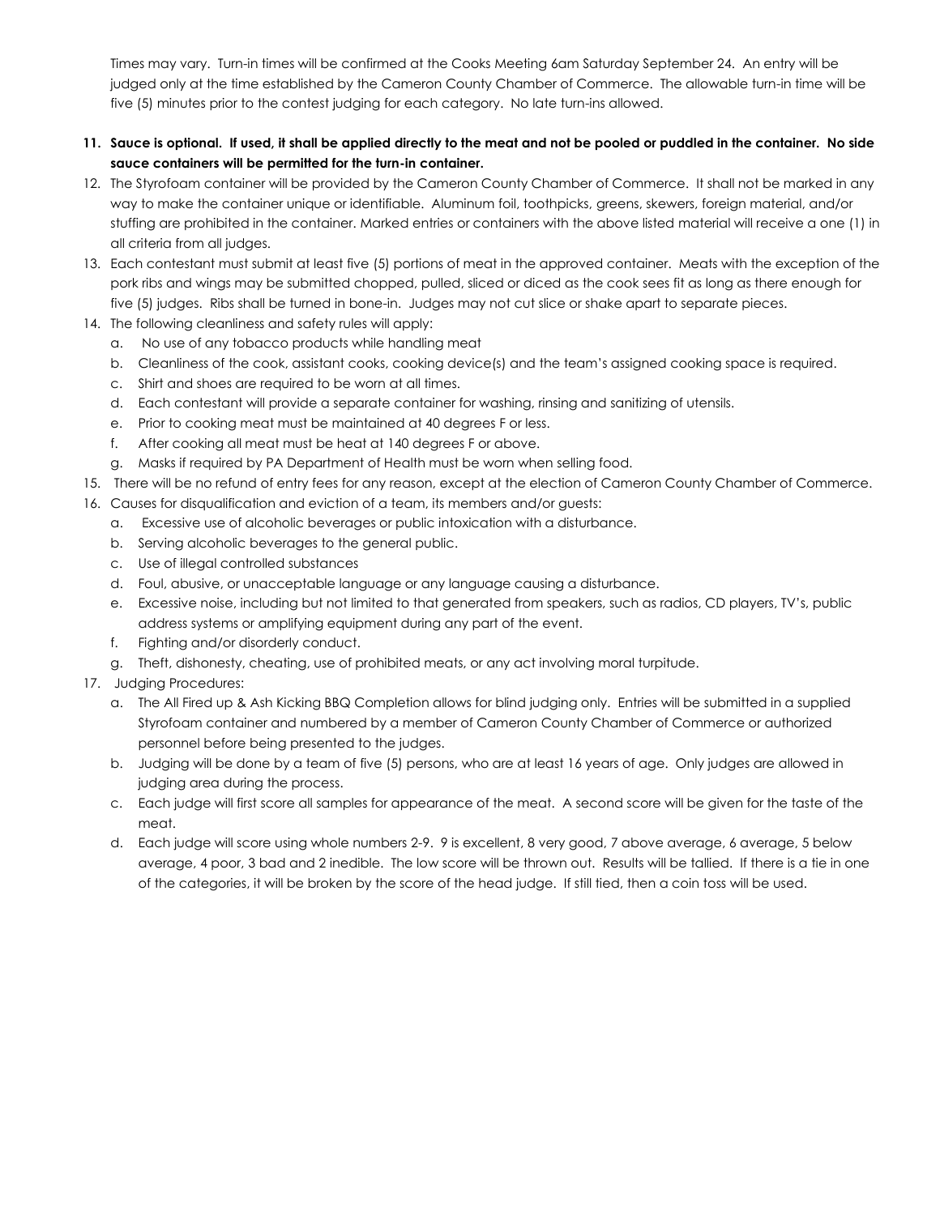Times may vary. Turn-in times will be confirmed at the Cooks Meeting 6am Saturday September 24. An entry will be judged only at the time established by the Cameron County Chamber of Commerce. The allowable turn-in time will be five (5) minutes prior to the contest judging for each category. No late turn-ins allowed.

11. **Sauce is optional. If used, it shall be applied directly to the meat and not be pooled or puddled in the container. No side sauce containers will be permitted for the turn-in container.**
12. The Styrofoam container will be provided by the Cameron County Chamber of Commerce. It shall not be marked in any way to make the container unique or identifiable. Aluminum foil, toothpicks, greens, skewers, foreign material, and/or stuffing are prohibited in the container. Marked entries or containers with the above listed material will receive a one (1) in all criteria from all judges.
13. Each contestant must submit at least five (5) portions of meat in the approved container. Meats with the exception of the pork ribs and wings may be submitted chopped, pulled, sliced or diced as the cook sees fit as long as there enough for five (5) judges. Ribs shall be turned in bone-in. Judges may not cut slice or shake apart to separate pieces.
14. The following cleanliness and safety rules will apply:
    a. No use of any tobacco products while handling meat
    b. Cleanliness of the cook, assistant cooks, cooking device(s) and the team's assigned cooking space is required.
    c. Shirt and shoes are required to be worn at all times.
    d. Each contestant will provide a separate container for washing, rinsing and sanitizing of utensils.
    e. Prior to cooking meat must be maintained at 40 degrees F or less.
    f. After cooking all meat must be heat at 140 degrees F or above.
    g. Masks if required by PA Department of Health must be worn when selling food.
15. There will be no refund of entry fees for any reason, except at the election of Cameron County Chamber of Commerce.
16. Causes for disqualification and eviction of a team, its members and/or guests:
    a. Excessive use of alcoholic beverages or public intoxication with a disturbance.
    b. Serving alcoholic beverages to the general public.
    c. Use of illegal controlled substances
    d. Foul, abusive, or unacceptable language or any language causing a disturbance.
    e. Excessive noise, including but not limited to that generated from speakers, such as radios, CD players, TV's, public address systems or amplifying equipment during any part of the event.
    f. Fighting and/or disorderly conduct.
    g. Theft, dishonesty, cheating, use of prohibited meats, or any act involving moral turpitude.
17. Judging Procedures:
    a. The All Fired up & Ash Kicking BBQ Completion allows for blind judging only. Entries will be submitted in a supplied Styrofoam container and numbered by a member of Cameron County Chamber of Commerce or authorized personnel before being presented to the judges.
    b. Judging will be done by a team of five (5) persons, who are at least 16 years of age. Only judges are allowed in judging area during the process.
    c. Each judge will first score all samples for appearance of the meat. A second score will be given for the taste of the meat.
    d. Each judge will score using whole numbers 2-9. 9 is excellent, 8 very good, 7 above average, 6 average, 5 below average, 4 poor, 3 bad and 2 inedible. The low score will be thrown out. Results will be tallied. If there is a tie in one of the categories, it will be broken by the score of the head judge. If still tied, then a coin toss will be used.